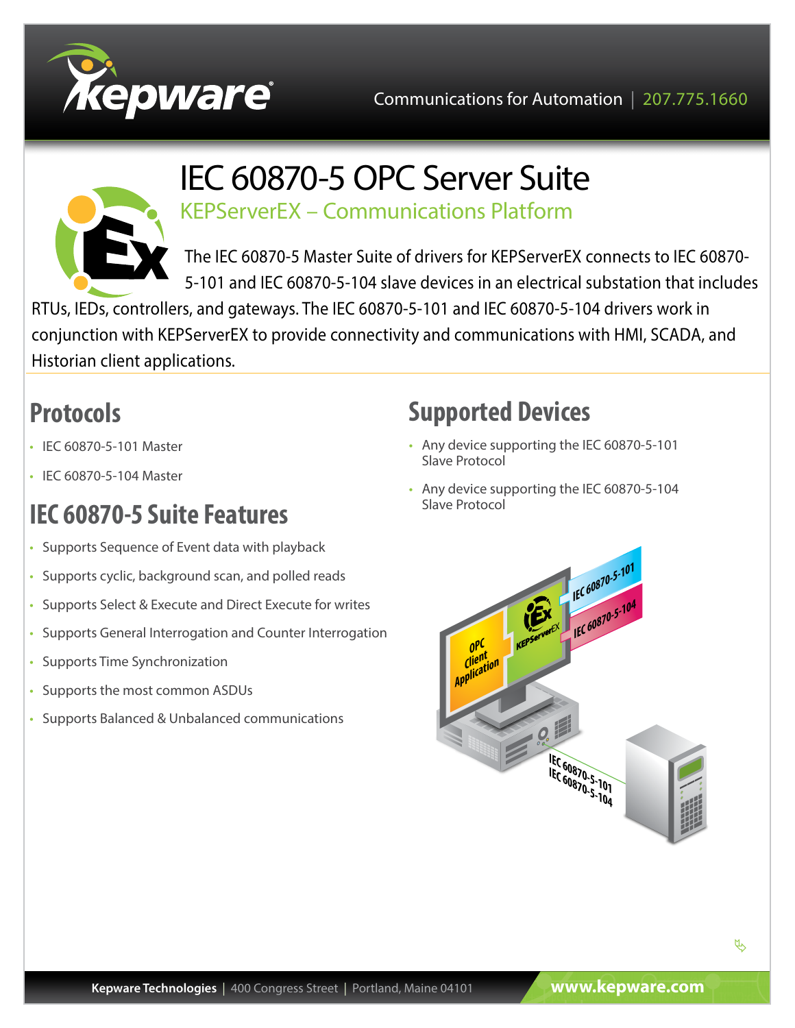Communications for Automation | 207.775.1660

# IEC 60870-5 OPC Server Suite

## KEPServerEX – Communications Platform

The IEC 60870-5 Master Suite of drivers for KEPServerEX connects to IEC 60870-5-101 and IEC 60870-5-104 slave devices in an electrical substation that includes RTUs, IEDs, controllers, and gateways. The IEC 60870-5-101 and IEC 60870-5-104 drivers work in conjunction with KEPServerEX to provide connectivity and communications with HMI, SCADA, and Historian client applications.

## Protocols

- IEC 60870-5-101 Master
- IEC 60870-5-104 Master

## IEC 60870-5 Suite Features

- Supports Sequence of Event data with playback
- Supports cyclic, background scan, and polled reads
- Supports Select & Execute and Direct Execute for writes
- Supports General Interrogation and Counter Interrogation
- Supports Time Synchronization
- Supports the most common ASDUs
- Supports Balanced & Unbalanced communications

## Supported Devices

- Any device supporting the IEC 60870-5-101 Slave Protocol
- Any device supporting the IEC 60870-5-104 Slave Protocol

**Kepware Technologies** | 400 Congress Street | Portland, Maine 04101 **www.kepware.com**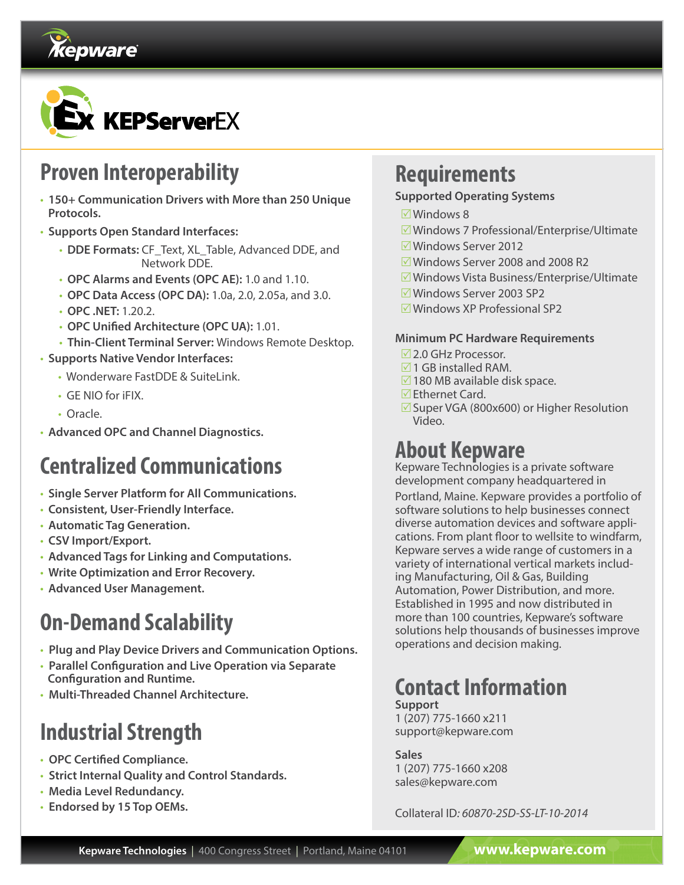# KEPServerEX

## Proven Interoperability

- **150+ Communication Drivers with More than 250 Unique Protocols.**
- **Supports Open Standard Interfaces:**
  - **DDE Formats:** CF_Text, XL_Table, Advanced DDE, and Network DDE.
  - **OPC Alarms and Events (OPC AE):** 1.0 and 1.10.
  - **OPC Data Access (OPC DA):** 1.0a, 2.0, 2.05a, and 3.0.
  - **OPC .NET:** 1.20.2.
  - **OPC Unified Architecture (OPC UA):** 1.01.
  - **Thin-Client Terminal Server:** Windows Remote Desktop.
- **Supports Native Vendor Interfaces:**
  - Wonderware FastDDE & SuiteLink.
  - GE NIO for iFIX.
  - Oracle.
- **Advanced OPC and Channel Diagnostics.**

## Centralized Communications

- **Single Server Platform for All Communications.**
- **Consistent, User-Friendly Interface.**
- **Automatic Tag Generation.**
- **CSV Import/Export.**
- **Advanced Tags for Linking and Computations.**
- **Write Optimization and Error Recovery.**
- **Advanced User Management.**

## On-Demand Scalability

- **Plug and Play Device Drivers and Communication Options.**
- **Parallel Configuration and Live Operation via Separate Configuration and Runtime.**
- **Multi-Threaded Channel Architecture.**

## Industrial Strength

- **OPC Certified Compliance.**
- **Strict Internal Quality and Control Standards.**
- **Media Level Redundancy.**
- **Endorsed by 15 Top OEMs.**

## Requirements

**Supported Operating Systems**

- ☑ Windows 8
- ☑ Windows 7 Professional/Enterprise/Ultimate
- ☑ Windows Server 2012
- ☑ Windows Server 2008 and 2008 R2
- ☑ Windows Vista Business/Enterprise/Ultimate
- ☑ Windows Server 2003 SP2
- ☑ Windows XP Professional SP2

**Minimum PC Hardware Requirements**

- ☑ 2.0 GHz Processor.
- ☑ 1 GB installed RAM.
- ☑ 180 MB available disk space.
- ☑ Ethernet Card.
- ☑ Super VGA (800x600) or Higher Resolution Video.

## About Kepware

Kepware Technologies is a private software development company headquartered in Portland, Maine. Kepware provides a portfolio of software solutions to help businesses connect diverse automation devices and software applications. From plant floor to wellsite to windfarm, Kepware serves a wide range of customers in a variety of international vertical markets including Manufacturing, Oil & Gas, Building Automation, Power Distribution, and more. Established in 1995 and now distributed in more than 100 countries, Kepware's software solutions help thousands of businesses improve operations and decision making.

## Contact Information

**Support**
1 (207) 775-1660 x211
support@kepware.com

**Sales**
1 (207) 775-1660 x208
sales@kepware.com

Collateral ID*: 60870-2SD-SS-LT-10-2014*

**Kepware Technologies** | 400 Congress Street | Portland, Maine 04101 **www.kepware.com**